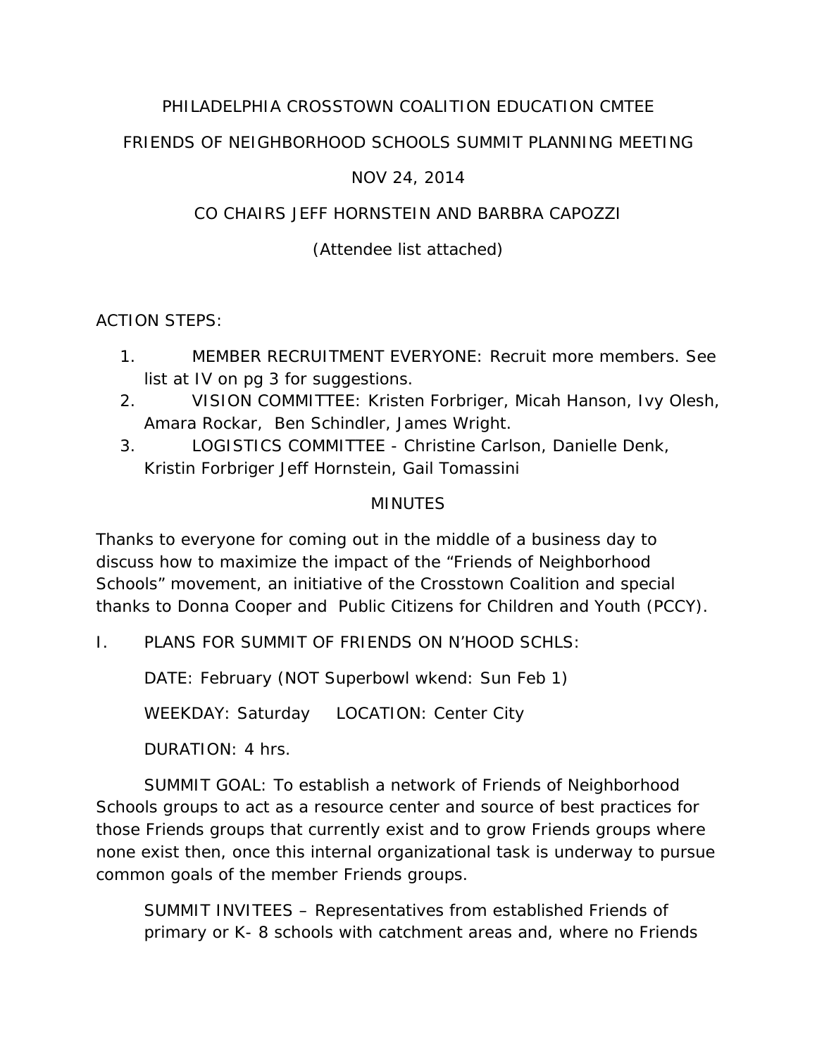PHILADELPHIA CROSSTOWN COALITION EDUCATION CMTEE

FRIENDS OF NEIGHBORHOOD SCHOOLS SUMMIT PLANNING MEETING

NOV 24, 2014

CO CHAIRS JEFF HORNSTEIN AND BARBRA CAPOZZI

(Attendee list attached)

ACTION STEPS:

1. MEMBER RECRUITMENT EVERYONE: Recruit more members. See list at IV on pg 3 for suggestions.
2. VISION COMMITTEE: Kristen Forbriger, Micah Hanson, Ivy Olesh, Amara Rockar, Ben Schindler, James Wright.
3. LOGISTICS COMMITTEE - Christine Carlson, Danielle Denk, Kristin Forbriger Jeff Hornstein, Gail Tomassini

MINUTES

Thanks to everyone for coming out in the middle of a business day to discuss how to maximize the impact of the "Friends of Neighborhood Schools" movement, an initiative of the Crosstown Coalition and special thanks to Donna Cooper and Public Citizens for Children and Youth (PCCY).

I. PLANS FOR SUMMIT OF FRIENDS ON N'HOOD SCHLS:

DATE: February (NOT Superbowl wkend: Sun Feb 1)

WEEKDAY: Saturday LOCATION: Center City

DURATION: 4 hrs.

SUMMIT GOAL: To establish a network of Friends of Neighborhood Schools groups to act as a resource center and source of best practices for those Friends groups that currently exist and to grow Friends groups where none exist then, once this internal organizational task is underway to pursue common goals of the member Friends groups.

SUMMIT INVITEES – Representatives from established Friends of primary or K- 8 schools with catchment areas and, where no Friends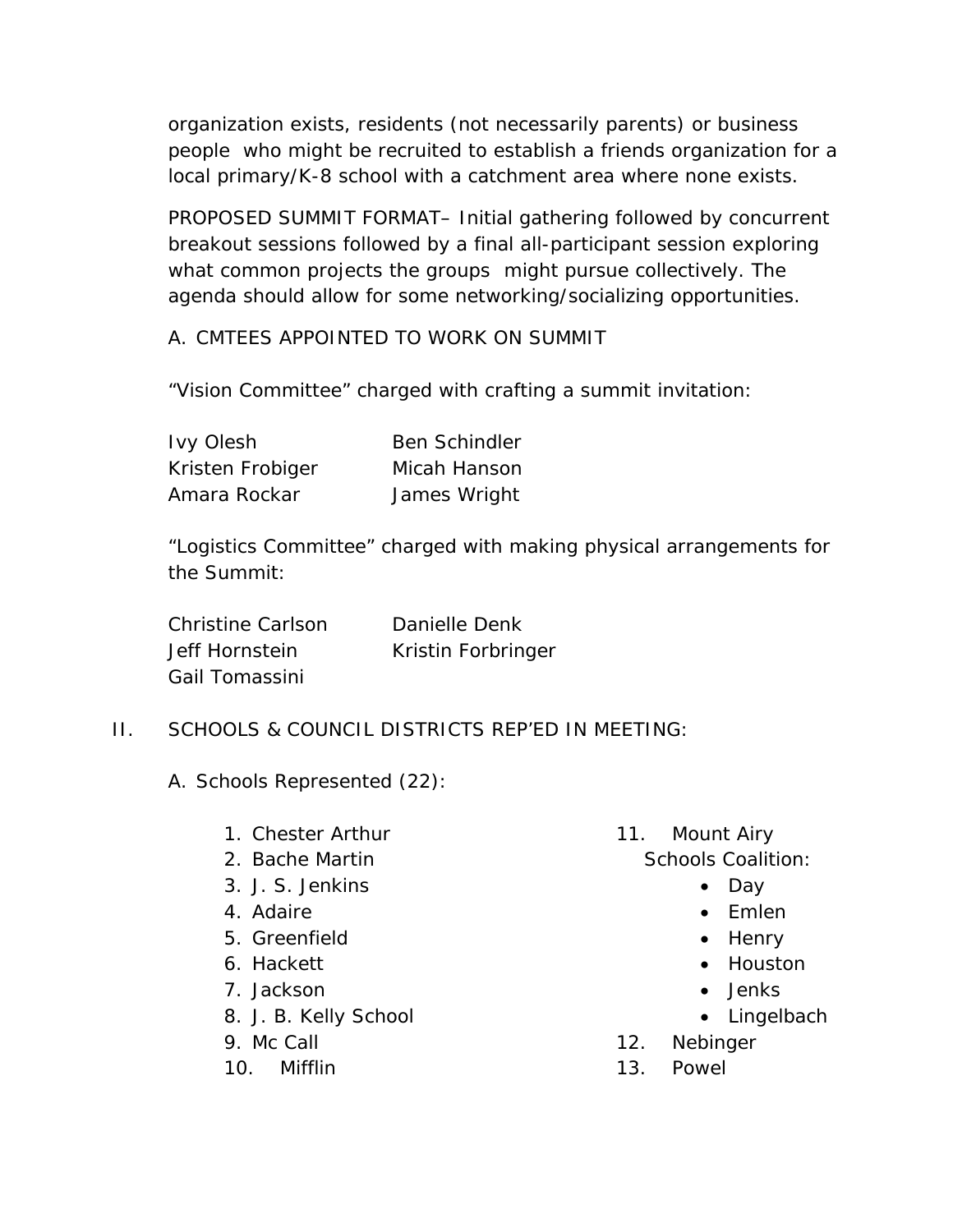organization exists, residents (not necessarily parents) or business people who might be recruited to establish a friends organization for a local primary/K-8 school with a catchment area where none exists.

PROPOSED SUMMIT FORMAT– Initial gathering followed by concurrent breakout sessions followed by a final all-participant session exploring what common projects the groups might pursue collectively. The agenda should allow for some networking/socializing opportunities.

A. CMTEES APPOINTED TO WORK ON SUMMIT

"Vision Committee" charged with crafting a summit invitation:

| | |
|---|---|
| Ivy Olesh | Ben Schindler |
| Kristen Frobiger | Micah Hanson |
| Amara Rockar | James Wright |

"Logistics Committee" charged with making physical arrangements for the Summit:

| | |
|---|---|
| Christine Carlson | Danielle Denk |
| Jeff Hornstein | Kristin Forbringer |
| Gail Tomassini | |

II. SCHOOLS & COUNCIL DISTRICTS REP'ED IN MEETING:

A. Schools Represented (22):

1. Chester Arthur
2. Bache Martin
3. J. S. Jenkins
4. Adaire
5. Greenfield
6. Hackett
7. Jackson
8. J. B. Kelly School
9. Mc Call
10. Mifflin
11. Mount Airy Schools Coalition:
    - Day
    - Emlen
    - Henry
    - Houston
    - Jenks
    - Lingelbach
12. Nebinger
13. Powel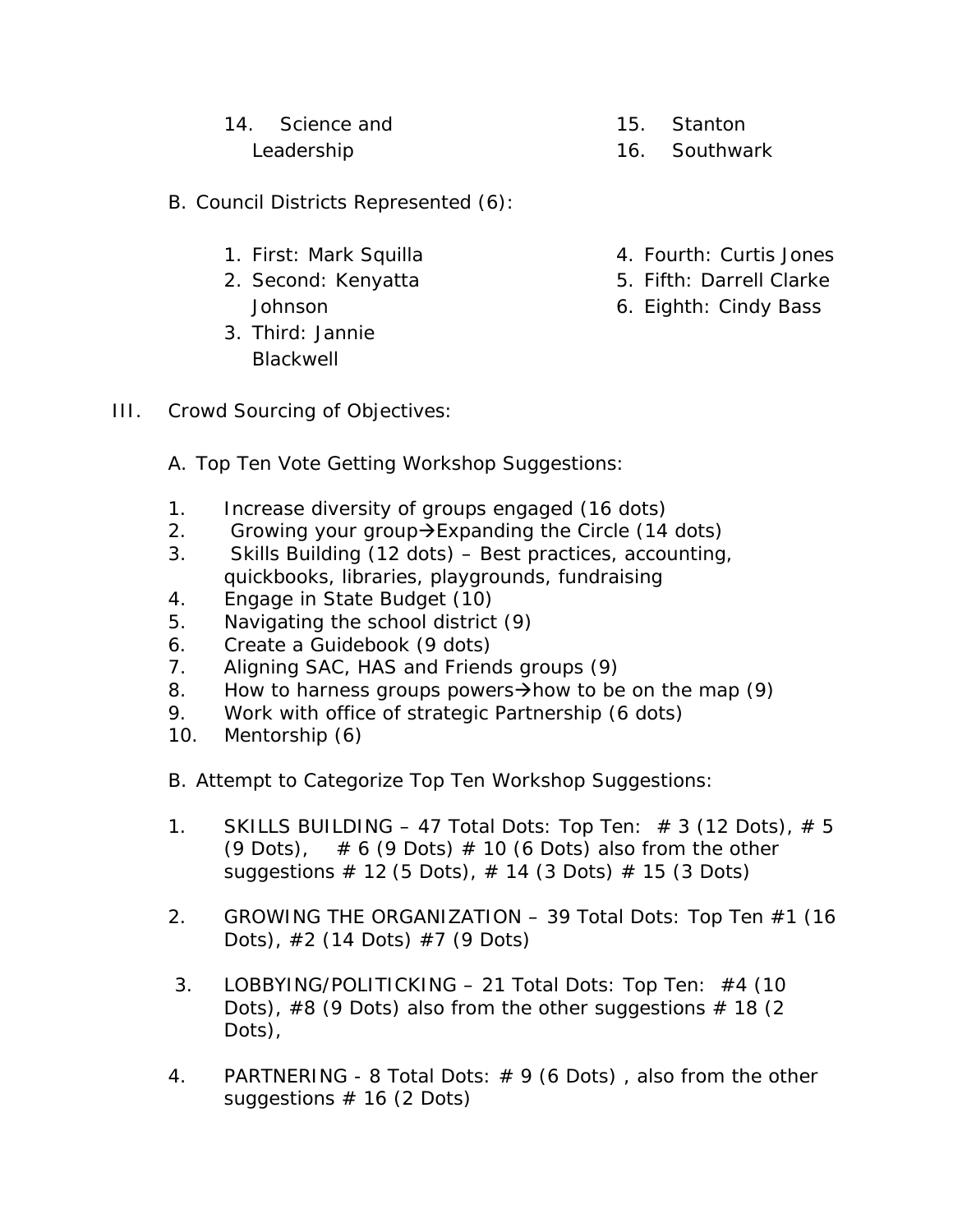14. Science and Leadership
15. Stanton
16. Southwark

B. Council Districts Represented (6):

1. First: Mark Squilla
2. Second: Kenyatta Johnson
3. Third: Jannie Blackwell
4. Fourth: Curtis Jones
5. Fifth: Darrell Clarke
6. Eighth: Cindy Bass

III. Crowd Sourcing of Objectives:

A. Top Ten Vote Getting Workshop Suggestions:

1. Increase diversity of groups engaged (16 dots)
2. Growing your group→Expanding the Circle (14 dots)
3. Skills Building (12 dots) – Best practices, accounting, quickbooks, libraries, playgrounds, fundraising
4. Engage in State Budget (10)
5. Navigating the school district (9)
6. Create a Guidebook (9 dots)
7. Aligning SAC, HAS and Friends groups (9)
8. How to harness groups powers→how to be on the map (9)
9. Work with office of strategic Partnership (6 dots)
10. Mentorship (6)

B. Attempt to Categorize Top Ten Workshop Suggestions:

1. SKILLS BUILDING – 47 Total Dots: Top Ten: # 3 (12 Dots), # 5 (9 Dots), # 6 (9 Dots) # 10 (6 Dots) also from the other suggestions # 12 (5 Dots), # 14 (3 Dots) # 15 (3 Dots)

2. GROWING THE ORGANIZATION – 39 Total Dots: Top Ten #1 (16 Dots), #2 (14 Dots) #7 (9 Dots)

3. LOBBYING/POLITICKING – 21 Total Dots: Top Ten: #4 (10 Dots), #8 (9 Dots) also from the other suggestions # 18 (2 Dots),

4. PARTNERING - 8 Total Dots: # 9 (6 Dots) , also from the other suggestions # 16 (2 Dots)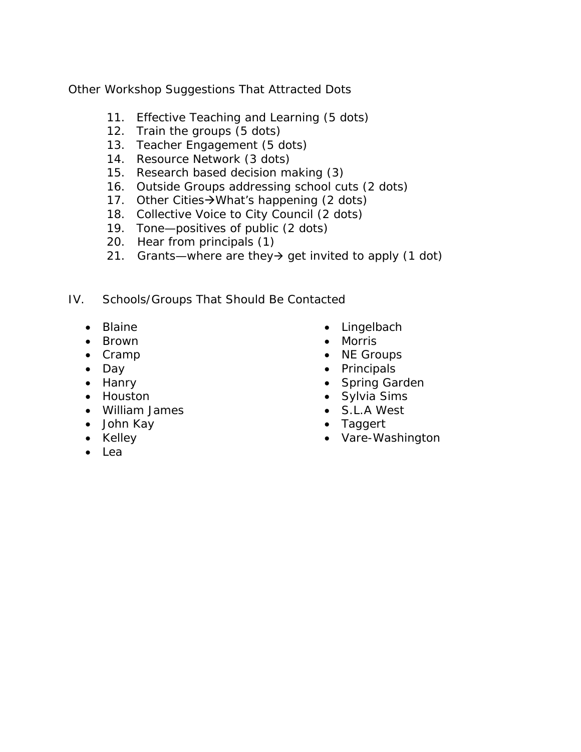Other Workshop Suggestions That Attracted Dots

11. Effective Teaching and Learning (5 dots)
12. Train the groups (5 dots)
13. Teacher Engagement (5 dots)
14. Resource Network (3 dots)
15. Research based decision making (3)
16. Outside Groups addressing school cuts (2 dots)
17. Other Cities→What's happening (2 dots)
18. Collective Voice to City Council (2 dots)
19. Tone—positives of public (2 dots)
20. Hear from principals (1)
21. Grants—where are they→ get invited to apply (1 dot)

## IV. Schools/Groups That Should Be Contacted

- Blaine
- Brown
- Cramp
- Day
- Hanry
- Houston
- William James
- John Kay
- Kelley
- Lea
- Lingelbach
- Morris
- NE Groups
- Principals
- Spring Garden
- Sylvia Sims
- S.L.A West
- Taggert
- Vare-Washington